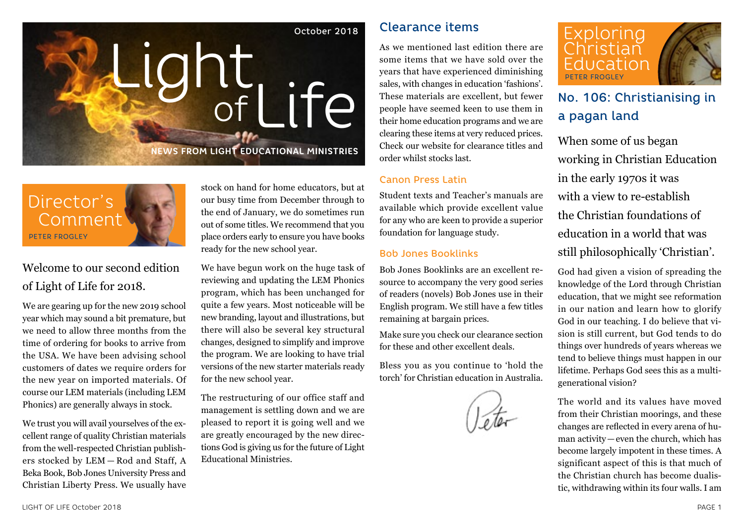October 2018

# Light of Life

**NEWS FROM LIGHT EDUCATIONAL MINISTRIES**

## Director's Comment

PETER FROGLEY

### Welcome to our second edition of Light of Life for 2018.

We are gearing up for the new 2019 school year which may sound a bit premature, but we need to allow three months from the time of ordering for books to arrive from the USA. We have been advising school customers of dates we require orders for the new year on imported materials. Of course our LEM materials (including LEM Phonics) are generally always in stock.

We trust you will avail yourselves of the excellent range of quality Christian materials from the well-respected Christian publishers stocked by LEM — Rod and Staff, A Beka Book, Bob Jones University Press and Christian Liberty Press. We usually have stock on hand for home educators, but at our busy time from December through to the end of January, we do sometimes run out of some titles. We recommend that you place orders early to ensure you have books ready for the new school year.

We have begun work on the huge task of reviewing and updating the LEM Phonics program, which has been unchanged for quite a few years. Most noticeable will be new branding, layout and illustrations, but there will also be several key structural changes, designed to simplify and improve the program. We are looking to have trial versions of the new starter materials ready for the new school year.

The restructuring of our office staff and management is settling down and we are pleased to report it is going well and we are greatly encouraged by the new directions God is giving us for the future of Light Educational Ministries.

### Clearance items

As we mentioned last edition there are some items that we have sold over the years that have experienced diminishing sales, with changes in education 'fashions'. These materials are excellent, but fewer people have seemed keen to use them in their home education programs and we are clearing these items at very reduced prices. Check our website for clearance titles and order whilst stocks last.

#### Canon Press Latin

Student texts and Teacher's manuals are available which provide excellent value for any who are keen to provide a superior foundation for language study.

#### Bob Jones Booklinks

Bob Jones Booklinks are an excellent resource to accompany the very good series of readers (novels) Bob Jones use in their English program. We still have a few titles remaining at bargain prices.

Make sure you check our clearance section for these and other excellent deals.

Bless you as you continue to 'hold the torch' for Christian education in Australia.

Peter

## Exploring Christian Education

PETER FROGLEY

### No. 106: Christianising in a pagan land

When some of us began working in Christian Education in the early 1970s it was with a view to re-establish the Christian foundations of education in a world that was still philosophically 'Christian'.

God had given a vision of spreading the knowledge of the Lord through Christian education, that we might see reformation in our nation and learn how to glorify God in our teaching. I do believe that vision is still current, but God tends to do things over hundreds of years whereas we tend to believe things must happen in our lifetime. Perhaps God sees this as a multi-generational vision?

The world and its values have moved from their Christian moorings, and these changes are reflected in every arena of human activity — even the church, which has become largely impotent in these times. A significant aspect of this is that much of the Christian church has become dualistic, withdrawing within its four walls. I am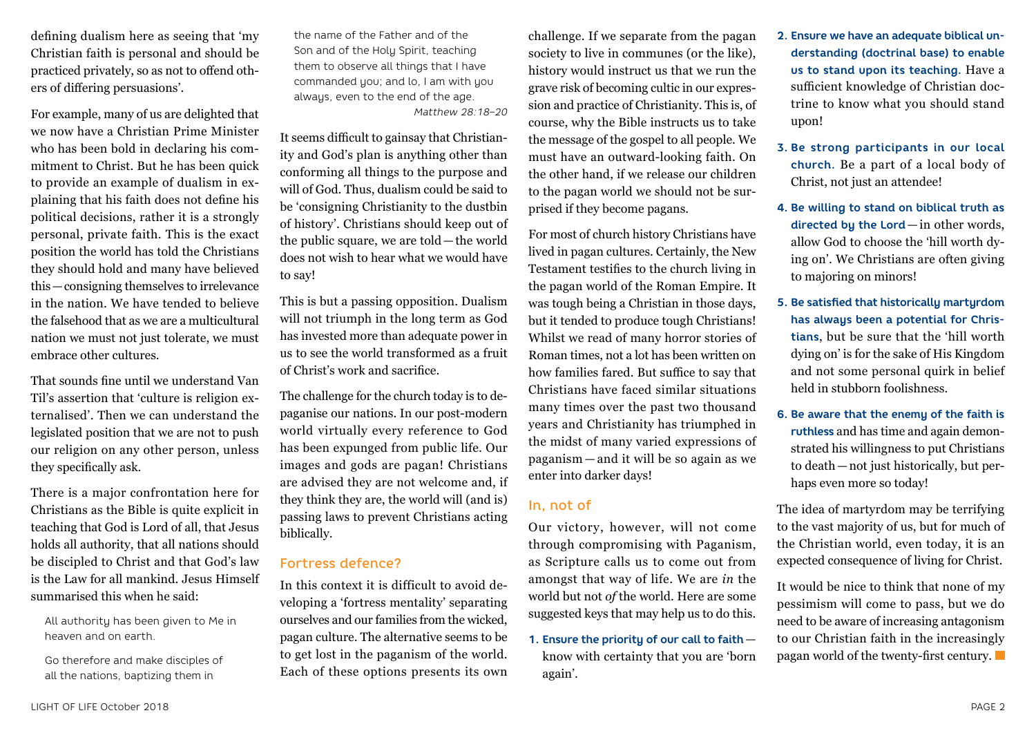defining dualism here as seeing that 'my Christian faith is personal and should be practiced privately, so as not to offend others of differing persuasions'.

For example, many of us are delighted that we now have a Christian Prime Minister who has been bold in declaring his commitment to Christ. But he has been quick to provide an example of dualism in explaining that his faith does not define his political decisions, rather it is a strongly personal, private faith. This is the exact position the world has told the Christians they should hold and many have believed this — consigning themselves to irrelevance in the nation. We have tended to believe the falsehood that as we are a multicultural nation we must not just tolerate, we must embrace other cultures.

That sounds fine until we understand Van Til's assertion that 'culture is religion externalised'. Then we can understand the legislated position that we are not to push our religion on any other person, unless they specifically ask.

There is a major confrontation here for Christians as the Bible is quite explicit in teaching that God is Lord of all, that Jesus holds all authority, that all nations should be discipled to Christ and that God's law is the Law for all mankind. Jesus Himself summarised this when he said:

> All authority has been given to Me in heaven and on earth.
>
> Go therefore and make disciples of all the nations, baptizing them in the name of the Father and of the Son and of the Holy Spirit, teaching them to observe all things that I have commanded you; and lo, I am with you always, even to the end of the age.
>
> *Matthew 28:18–20*

It seems difficult to gainsay that Christianity and God's plan is anything other than conforming all things to the purpose and will of God. Thus, dualism could be said to be 'consigning Christianity to the dustbin of history'. Christians should keep out of the public square, we are told — the world does not wish to hear what we would have to say!

This is but a passing opposition. Dualism will not triumph in the long term as God has invested more than adequate power in us to see the world transformed as a fruit of Christ's work and sacrifice.

The challenge for the church today is to depaganise our nations. In our post-modern world virtually every reference to God has been expunged from public life. Our images and gods are pagan! Christians are advised they are not welcome and, if they think they are, the world will (and is) passing laws to prevent Christians acting biblically.

## Fortress defence?

In this context it is difficult to avoid developing a 'fortress mentality' separating ourselves and our families from the wicked, pagan culture. The alternative seems to be to get lost in the paganism of the world. Each of these options presents its own challenge. If we separate from the pagan society to live in communes (or the like), history would instruct us that we run the grave risk of becoming cultic in our expression and practice of Christianity. This is, of course, why the Bible instructs us to take the message of the gospel to all people. We must have an outward-looking faith. On the other hand, if we release our children to the pagan world we should not be surprised if they become pagans.

For most of church history Christians have lived in pagan cultures. Certainly, the New Testament testifies to the church living in the pagan world of the Roman Empire. It was tough being a Christian in those days, but it tended to produce tough Christians! Whilst we read of many horror stories of Roman times, not a lot has been written on how families fared. But suffice to say that Christians have faced similar situations many times over the past two thousand years and Christianity has triumphed in the midst of many varied expressions of paganism — and it will be so again as we enter into darker days!

## In, not of

Our victory, however, will not come through compromising with Paganism, as Scripture calls us to come out from amongst that way of life. We are *in* the world but not *of* the world. Here are some suggested keys that may help us to do this.

1. **Ensure the priority of our call to faith** — know with certainty that you are 'born again'.
2. **Ensure we have an adequate biblical understanding (doctrinal base) to enable us to stand upon its teaching.** Have a sufficient knowledge of Christian doctrine to know what you should stand upon!
3. **Be strong participants in our local church.** Be a part of a local body of Christ, not just an attendee!
4. **Be willing to stand on biblical truth as directed by the Lord** — in other words, allow God to choose the 'hill worth dying on'. We Christians are often giving to majoring on minors!
5. **Be satisfied that historically martyrdom has always been a potential for Christians**, but be sure that the 'hill worth dying on' is for the sake of His Kingdom and not some personal quirk in belief held in stubborn foolishness.
6. **Be aware that the enemy of the faith is ruthless** and has time and again demonstrated his willingness to put Christians to death — not just historically, but perhaps even more so today!

The idea of martyrdom may be terrifying to the vast majority of us, but for much of the Christian world, even today, it is an expected consequence of living for Christ.

It would be nice to think that none of my pessimism will come to pass, but we do need to be aware of increasing antagonism to our Christian faith in the increasingly pagan world of the twenty-first century. ■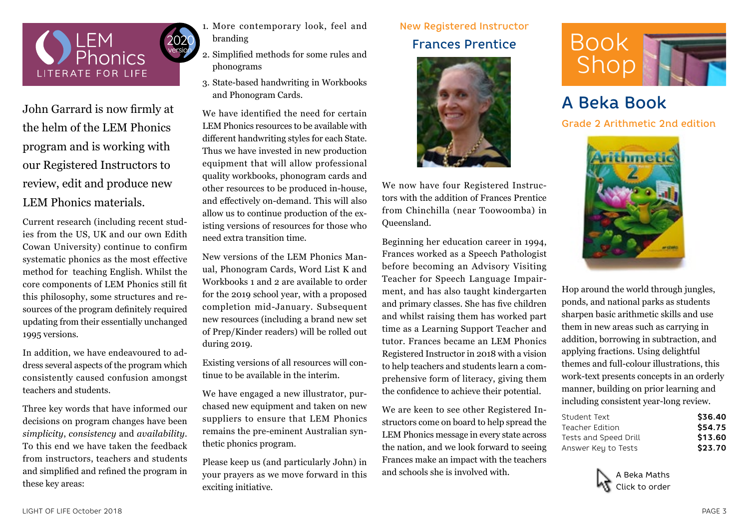# LEM Phonics

LITERATE FOR LIFE

2020 version

John Garrard is now firmly at the helm of the LEM Phonics program and is working with our Registered Instructors to review, edit and produce new LEM Phonics materials.

Current research (including recent studies from the US, UK and our own Edith Cowan University) continue to confirm systematic phonics as the most effective method for teaching English. Whilst the core components of LEM Phonics still fit this philosophy, some structures and resources of the program definitely required updating from their essentially unchanged 1995 versions.

In addition, we have endeavoured to address several aspects of the program which consistently caused confusion amongst teachers and students.

Three key words that have informed our decisions on program changes have been *simplicity*, *consistency* and *availability*. To this end we have taken the feedback from instructors, teachers and students and simplified and refined the program in these key areas:

1. More contemporary look, feel and branding
2. Simplified methods for some rules and phonograms
3. State-based handwriting in Workbooks and Phonogram Cards.

We have identified the need for certain LEM Phonics resources to be available with different handwriting styles for each State. Thus we have invested in new production equipment that will allow professional quality workbooks, phonogram cards and other resources to be produced in-house, and effectively on-demand. This will also allow us to continue production of the existing versions of resources for those who need extra transition time.

New versions of the LEM Phonics Manual, Phonogram Cards, Word List K and Workbooks 1 and 2 are available to order for the 2019 school year, with a proposed completion mid-January. Subsequent new resources (including a brand new set of Prep/Kinder readers) will be rolled out during 2019.

Existing versions of all resources will continue to be available in the interim.

We have engaged a new illustrator, purchased new equipment and taken on new suppliers to ensure that LEM Phonics remains the pre-eminent Australian synthetic phonics program.

Please keep us (and particularly John) in your prayers as we move forward in this exciting initiative.

### New Registered Instructor

## Frances Prentice

We now have four Registered Instructors with the addition of Frances Prentice from Chinchilla (near Toowoomba) in Queensland.

Beginning her education career in 1994, Frances worked as a Speech Pathologist before becoming an Advisory Visiting Teacher for Speech Language Impairment, and has also taught kindergarten and primary classes. She has five children and whilst raising them has worked part time as a Learning Support Teacher and tutor. Frances became an LEM Phonics Registered Instructor in 2018 with a vision to help teachers and students learn a comprehensive form of literacy, giving them the confidence to achieve their potential.

We are keen to see other Registered Instructors come on board to help spread the LEM Phonics message in every state across the nation, and we look forward to seeing Frances make an impact with the teachers and schools she is involved with.

# Book Shop

## A Beka Book

### Grade 2 Arithmetic 2nd edition

Hop around the world through jungles, ponds, and national parks as students sharpen basic arithmetic skills and use them in new areas such as carrying in addition, borrowing in subtraction, and applying fractions. Using delightful themes and full-colour illustrations, this work-text presents concepts in an orderly manner, building on prior learning and including consistent year-long review.

| | |
|---|---|
| Student Text | **$36.40** |
| Teacher Edition | **$54.75** |
| Tests and Speed Drill | **$13.60** |
| Answer Key to Tests | **$23.70** |

A Beka Maths
Click to order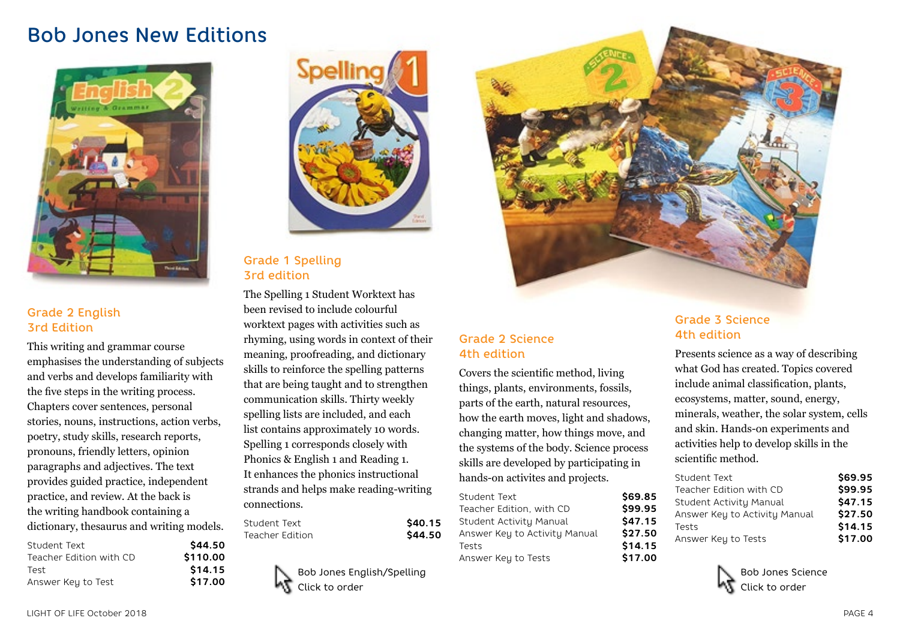# Bob Jones New Editions

## Grade 2 English
### 3rd Edition

This writing and grammar course emphasises the understanding of subjects and verbs and develops familiarity with the five steps in the writing process. Chapters cover sentences, personal stories, nouns, instructions, action verbs, poetry, study skills, research reports, pronouns, friendly letters, opinion paragraphs and adjectives. The text provides guided practice, independent practice, and review. At the back is the writing handbook containing a dictionary, thesaurus and writing models.

| Item | Price |
|---|---|
| Student Text | $44.50 |
| Teacher Edition with CD | $110.00 |
| Test | $14.15 |
| Answer Key to Test | $17.00 |

## Grade 1 Spelling
### 3rd edition

The Spelling 1 Student Worktext has been revised to include colourful worktext pages with activities such as rhyming, using words in context of their meaning, proofreading, and dictionary skills to reinforce the spelling patterns that are being taught and to strengthen communication skills. Thirty weekly spelling lists are included, and each list contains approximately 10 words. Spelling 1 corresponds closely with Phonics & English 1 and Reading 1. It enhances the phonics instructional strands and helps make reading-writing connections.

| Item | Price |
|---|---|
| Student Text | $40.15 |
| Teacher Edition | $44.50 |

Bob Jones English/Spelling
Click to order

## Grade 2 Science
### 4th edition

Covers the scientific method, living things, plants, environments, fossils, parts of the earth, natural resources, how the earth moves, light and shadows, changing matter, how things move, and the systems of the body. Science process skills are developed by participating in hands-on activites and projects.

| Item | Price |
|---|---|
| Student Text | $69.85 |
| Teacher Edition, with CD | $99.95 |
| Student Activity Manual | $47.15 |
| Answer Key to Activity Manual | $27.50 |
| Tests | $14.15 |
| Answer Key to Tests | $17.00 |

## Grade 3 Science
### 4th edition

Presents science as a way of describing what God has created. Topics covered include animal classification, plants, ecosystems, matter, sound, energy, minerals, weather, the solar system, cells and skin. Hands-on experiments and activities help to develop skills in the scientific method.

| Item | Price |
|---|---|
| Student Text | $69.95 |
| Teacher Edition with CD | $99.95 |
| Student Activity Manual | $47.15 |
| Answer Key to Activity Manual | $27.50 |
| Tests | $14.15 |
| Answer Key to Tests | $17.00 |

Bob Jones Science
Click to order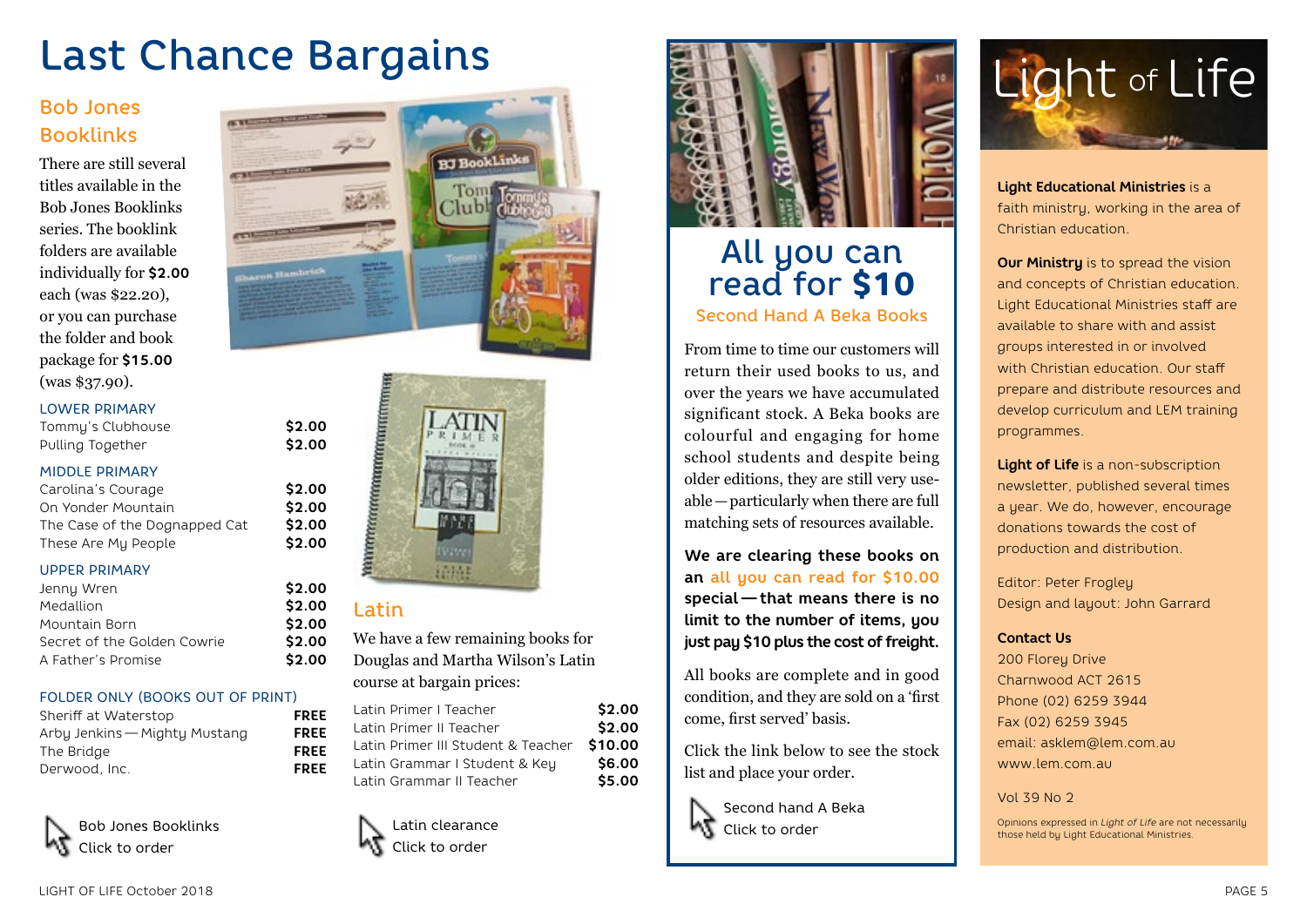# Last Chance Bargains

## Bob Jones Booklinks

There are still several titles available in the Bob Jones Booklinks series. The booklink folders are available individually for **$2.00** each (was $22.20), or you can purchase the folder and book package for **$15.00** (was $37.90).

| | |
|---|---|
| **LOWER PRIMARY** | |
| Tommy's Clubhouse | **$2.00** |
| Pulling Together | **$2.00** |
| **MIDDLE PRIMARY** | |
| Carolina's Courage | **$2.00** |
| On Yonder Mountain | **$2.00** |
| The Case of the Dognapped Cat | **$2.00** |
| These Are My People | **$2.00** |
| **UPPER PRIMARY** | |
| Jenny Wren | **$2.00** |
| Medallion | **$2.00** |
| Mountain Born | **$2.00** |
| Secret of the Golden Cowrie | **$2.00** |
| A Father's Promise | **$2.00** |
| **FOLDER ONLY (BOOKS OUT OF PRINT)** | |
| Sheriff at Waterstop | **FREE** |
| Arby Jenkins — Mighty Mustang | **FREE** |
| The Bridge | **FREE** |
| Derwood, Inc. | **FREE** |

Bob Jones Booklinks
Click to order

## Latin

We have a few remaining books for Douglas and Martha Wilson's Latin course at bargain prices:

| | |
|---|---|
| Latin Primer I Teacher | **$2.00** |
| Latin Primer II Teacher | **$2.00** |
| Latin Primer III Student & Teacher | **$10.00** |
| Latin Grammar I Student & Key | **$6.00** |
| Latin Grammar II Teacher | **$5.00** |

Latin clearance
Click to order

## All you can read for $10

### Second Hand A Beka Books

From time to time our customers will return their used books to us, and over the years we have accumulated significant stock. A Beka books are colourful and engaging for home school students and despite being older editions, they are still very useable — particularly when there are full matching sets of resources available.

**We are clearing these books on an all you can read for $10.00 special — that means there is no limit to the number of items, you just pay $10 plus the cost of freight.**

All books are complete and in good condition, and they are sold on a 'first come, first served' basis.

Click the link below to see the stock list and place your order.

Second hand A Beka
Click to order

# Light of Life

**Light Educational Ministries** is a faith ministry, working in the area of Christian education.

**Our Ministry** is to spread the vision and concepts of Christian education. Light Educational Ministries staff are available to share with and assist groups interested in or involved with Christian education. Our staff prepare and distribute resources and develop curriculum and LEM training programmes.

**Light of Life** is a non-subscription newsletter, published several times a year. We do, however, encourage donations towards the cost of production and distribution.

Editor: Peter Frogley
Design and layout: John Garrard

**Contact Us**
200 Florey Drive
Charnwood ACT 2615
Phone (02) 6259 3944
Fax (02) 6259 3945
email: asklem@lem.com.au
www.lem.com.au

Vol 39 No 2

Opinions expressed in *Light of Life* are not necessarily those held by Light Educational Ministries.